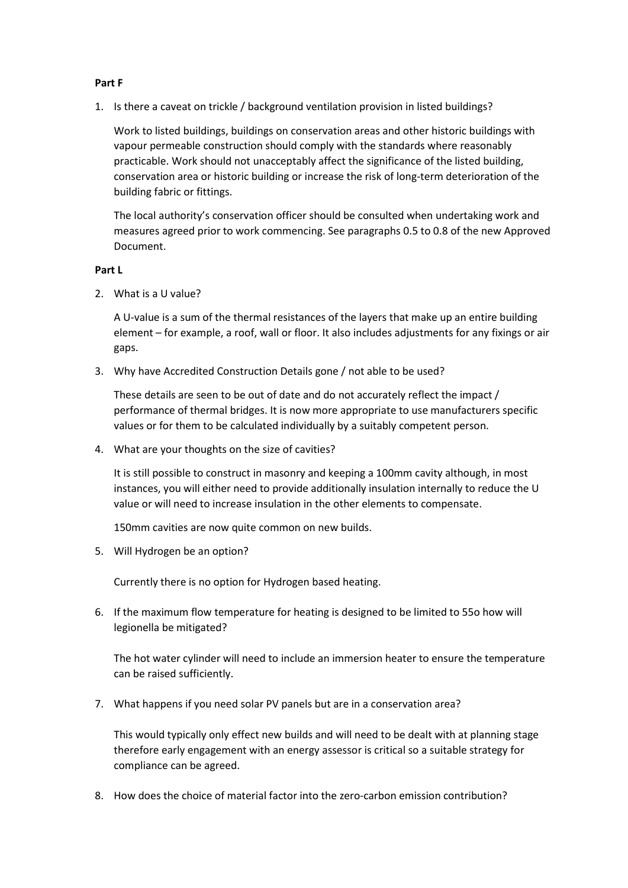**Part F**

1. Is there a caveat on trickle / background ventilation provision in listed buildings?

   Work to listed buildings, buildings on conservation areas and other historic buildings with vapour permeable construction should comply with the standards where reasonably practicable. Work should not unacceptably affect the significance of the listed building, conservation area or historic building or increase the risk of long-term deterioration of the building fabric or fittings.

   The local authority's conservation officer should be consulted when undertaking work and measures agreed prior to work commencing. See paragraphs 0.5 to 0.8 of the new Approved Document.

**Part L**

2. What is a U value?

   A U-value is a sum of the thermal resistances of the layers that make up an entire building element – for example, a roof, wall or floor. It also includes adjustments for any fixings or air gaps.

3. Why have Accredited Construction Details gone / not able to be used?

   These details are seen to be out of date and do not accurately reflect the impact / performance of thermal bridges. It is now more appropriate to use manufacturers specific values or for them to be calculated individually by a suitably competent person.

4. What are your thoughts on the size of cavities?

   It is still possible to construct in masonry and keeping a 100mm cavity although, in most instances, you will either need to provide additionally insulation internally to reduce the U value or will need to increase insulation in the other elements to compensate.

   150mm cavities are now quite common on new builds.

5. Will Hydrogen be an option?

   Currently there is no option for Hydrogen based heating.

6. If the maximum flow temperature for heating is designed to be limited to 55o how will legionella be mitigated?

   The hot water cylinder will need to include an immersion heater to ensure the temperature can be raised sufficiently.

7. What happens if you need solar PV panels but are in a conservation area?

   This would typically only effect new builds and will need to be dealt with at planning stage therefore early engagement with an energy assessor is critical so a suitable strategy for compliance can be agreed.

8. How does the choice of material factor into the zero-carbon emission contribution?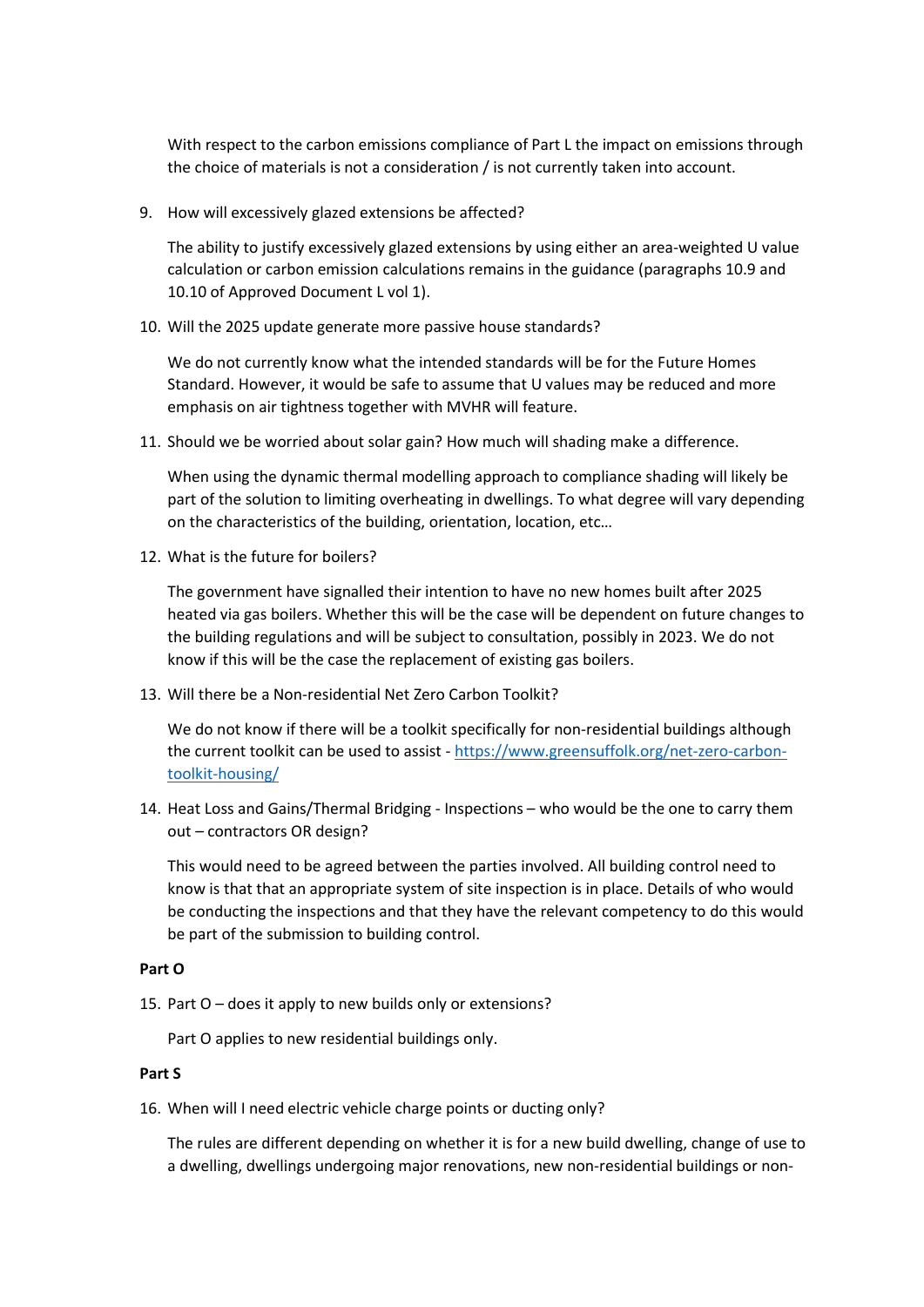With respect to the carbon emissions compliance of Part L the impact on emissions through the choice of materials is not a consideration / is not currently taken into account.

9. How will excessively glazed extensions be affected?

   The ability to justify excessively glazed extensions by using either an area-weighted U value calculation or carbon emission calculations remains in the guidance (paragraphs 10.9 and 10.10 of Approved Document L vol 1).

10. Will the 2025 update generate more passive house standards?

    We do not currently know what the intended standards will be for the Future Homes Standard. However, it would be safe to assume that U values may be reduced and more emphasis on air tightness together with MVHR will feature.

11. Should we be worried about solar gain? How much will shading make a difference.

    When using the dynamic thermal modelling approach to compliance shading will likely be part of the solution to limiting overheating in dwellings. To what degree will vary depending on the characteristics of the building, orientation, location, etc…

12. What is the future for boilers?

    The government have signalled their intention to have no new homes built after 2025 heated via gas boilers. Whether this will be the case will be dependent on future changes to the building regulations and will be subject to consultation, possibly in 2023. We do not know if this will be the case the replacement of existing gas boilers.

13. Will there be a Non-residential Net Zero Carbon Toolkit?

    We do not know if there will be a toolkit specifically for non-residential buildings although the current toolkit can be used to assist - [https://www.greensuffolk.org/net-zero-carbon-toolkit-housing/](https://www.greensuffolk.org/net-zero-carbon-toolkit-housing/)

14. Heat Loss and Gains/Thermal Bridging - Inspections – who would be the one to carry them out – contractors OR design?

    This would need to be agreed between the parties involved. All building control need to know is that that an appropriate system of site inspection is in place. Details of who would be conducting the inspections and that they have the relevant competency to do this would be part of the submission to building control.

**Part O**

15. Part O – does it apply to new builds only or extensions?

    Part O applies to new residential buildings only.

**Part S**

16. When will I need electric vehicle charge points or ducting only?

    The rules are different depending on whether it is for a new build dwelling, change of use to a dwelling, dwellings undergoing major renovations, new non-residential buildings or non-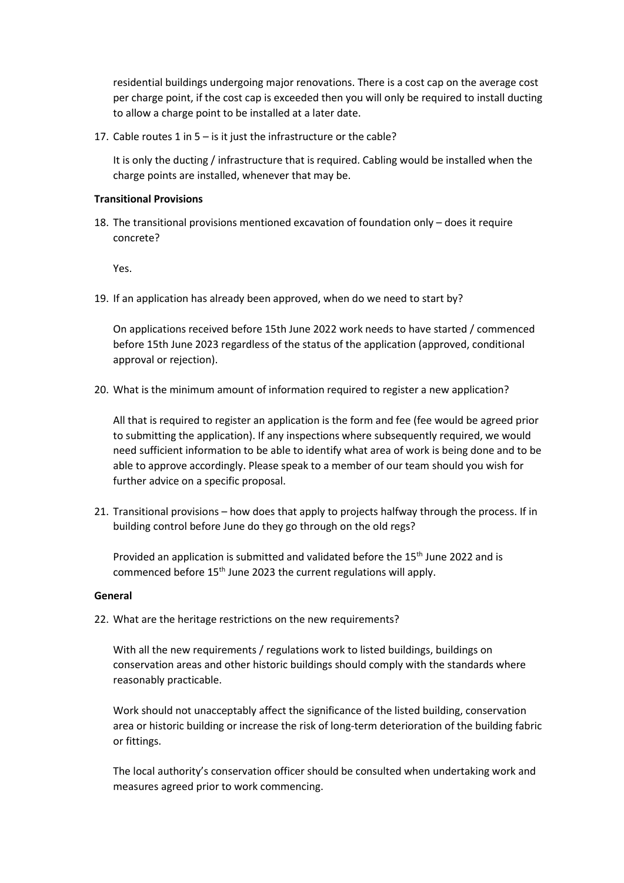residential buildings undergoing major renovations. There is a cost cap on the average cost per charge point, if the cost cap is exceeded then you will only be required to install ducting to allow a charge point to be installed at a later date.

17. Cable routes 1 in 5 – is it just the infrastructure or the cable?

    It is only the ducting / infrastructure that is required. Cabling would be installed when the charge points are installed, whenever that may be.

**Transitional Provisions**

18. The transitional provisions mentioned excavation of foundation only – does it require concrete?

    Yes.

19. If an application has already been approved, when do we need to start by?

    On applications received before 15th June 2022 work needs to have started / commenced before 15th June 2023 regardless of the status of the application (approved, conditional approval or rejection).

20. What is the minimum amount of information required to register a new application?

    All that is required to register an application is the form and fee (fee would be agreed prior to submitting the application). If any inspections where subsequently required, we would need sufficient information to be able to identify what area of work is being done and to be able to approve accordingly. Please speak to a member of our team should you wish for further advice on a specific proposal.

21. Transitional provisions – how does that apply to projects halfway through the process. If in building control before June do they go through on the old regs?

    Provided an application is submitted and validated before the 15th June 2022 and is commenced before 15th June 2023 the current regulations will apply.

**General**

22. What are the heritage restrictions on the new requirements?

    With all the new requirements / regulations work to listed buildings, buildings on conservation areas and other historic buildings should comply with the standards where reasonably practicable.

    Work should not unacceptably affect the significance of the listed building, conservation area or historic building or increase the risk of long-term deterioration of the building fabric or fittings.

    The local authority's conservation officer should be consulted when undertaking work and measures agreed prior to work commencing.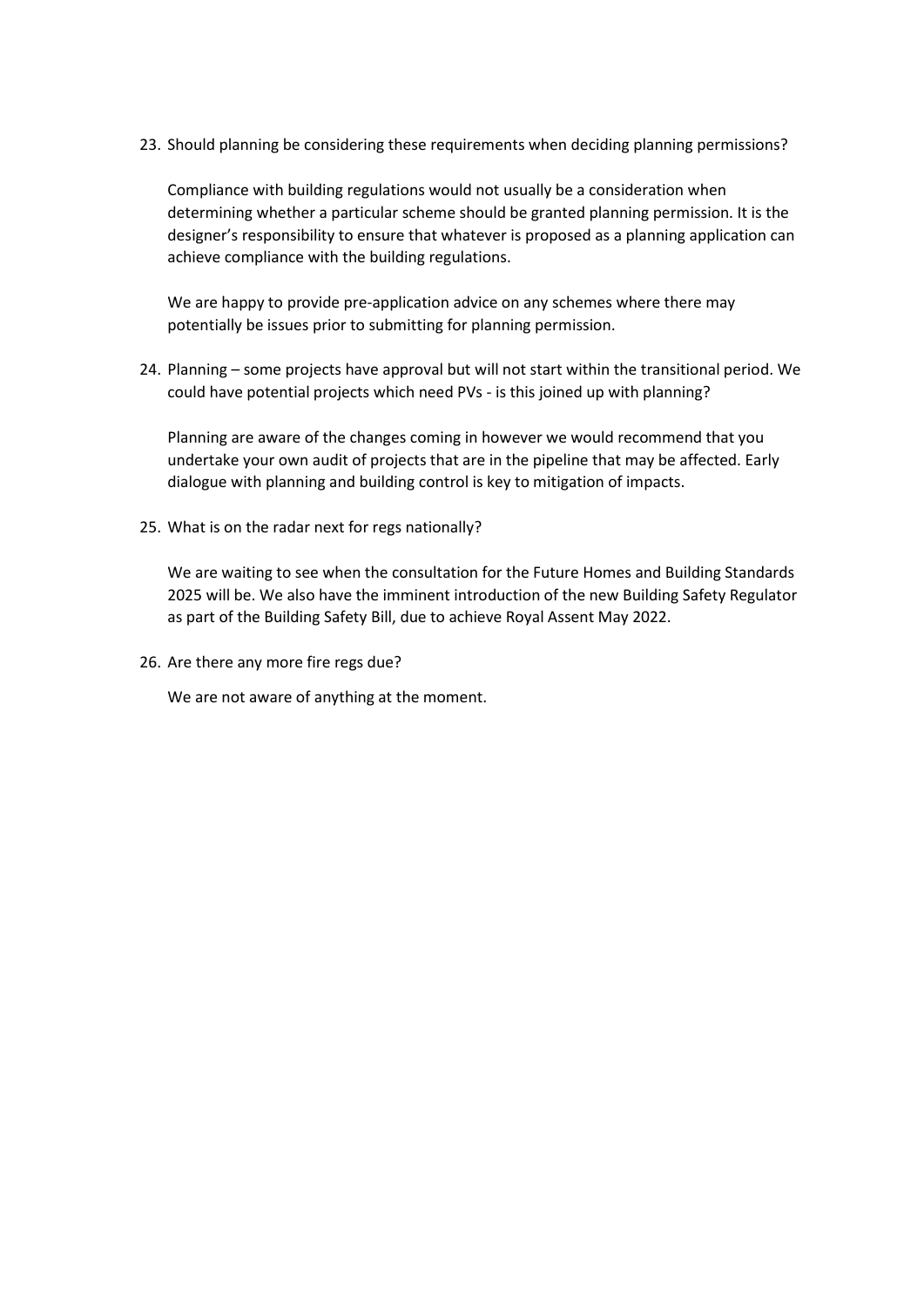23. Should planning be considering these requirements when deciding planning permissions?

    Compliance with building regulations would not usually be a consideration when determining whether a particular scheme should be granted planning permission. It is the designer's responsibility to ensure that whatever is proposed as a planning application can achieve compliance with the building regulations.

    We are happy to provide pre-application advice on any schemes where there may potentially be issues prior to submitting for planning permission.

24. Planning – some projects have approval but will not start within the transitional period. We could have potential projects which need PVs - is this joined up with planning?

    Planning are aware of the changes coming in however we would recommend that you undertake your own audit of projects that are in the pipeline that may be affected. Early dialogue with planning and building control is key to mitigation of impacts.

25. What is on the radar next for regs nationally?

    We are waiting to see when the consultation for the Future Homes and Building Standards 2025 will be. We also have the imminent introduction of the new Building Safety Regulator as part of the Building Safety Bill, due to achieve Royal Assent May 2022.

26. Are there any more fire regs due?

    We are not aware of anything at the moment.